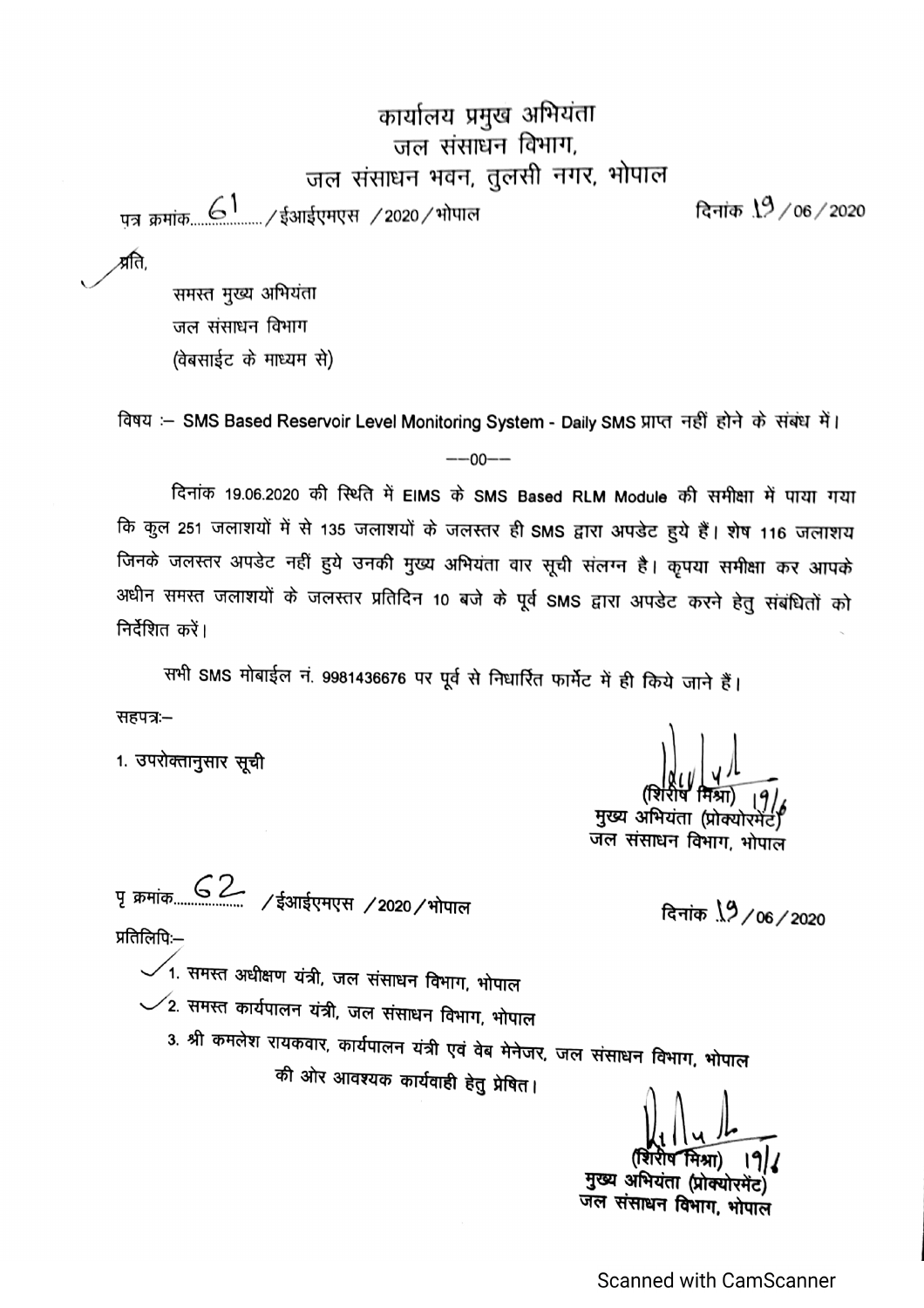# कार्यालय प्रमुख अभियंता
## जल संसाधन विभाग,
## जल संसाधन भवन, तुलसी नगर, भोपाल

पत्र क्रमांक 61 /ईआईएमएस /2020/भोपाल दिनांक 19/06/2020

प्रति,

समस्त मुख्य अभियंता
जल संसाधन विभाग
(वेबसाईट के माध्यम से)

विषय :– SMS Based Reservoir Level Monitoring System - Daily SMS प्राप्त नहीं होने के संबंध में।

––00––

दिनांक 19.06.2020 की स्थिति में EIMS के SMS Based RLM Module की समीक्षा में पाया गया कि कुल 251 जलाशयों में से 135 जलाशयों के जलस्तर ही SMS द्वारा अपडेट हुये हैं। शेष 116 जलाशय जिनके जलस्तर अपडेट नहीं हुये उनकी मुख्य अभियंता वार सूची संलग्न है। कृपया समीक्षा कर आपके अधीन समस्त जलाशयों के जलस्तर प्रतिदिन 10 बजे के पूर्व SMS द्वारा अपडेट करने हेतु संबंधितों को निर्देशित करें।

सभी SMS मोबाईल नं. 9981436676 पर पूर्व से निधारित फार्मेट में ही किये जाने हैं।

सहपत्र:–

1. उपरोक्तानुसार सूची

(शिरीष मिश्रा) 19/6
मुख्य अभियंता (प्रोक्योरमेंट)
जल संसाधन विभाग, भोपाल

पृ क्रमांक 62 /ईआईएमएस /2020/भोपाल दिनांक 19/06/2020

प्रतिलिपि:–

1. समस्त अधीक्षण यंत्री, जल संसाधन विभाग, भोपाल
2. समस्त कार्यपालन यंत्री, जल संसाधन विभाग, भोपाल
3. श्री कमलेश रायकवार, कार्यपालन यंत्री एवं वेब मेनेजर, जल संसाधन विभाग, भोपाल

की ओर आवश्यक कार्यवाही हेतु प्रेषित।

(शिरीष मिश्रा) 19/6
मुख्य अभियंता (प्रोक्योरमेंट)
जल संसाधन विभाग, भोपाल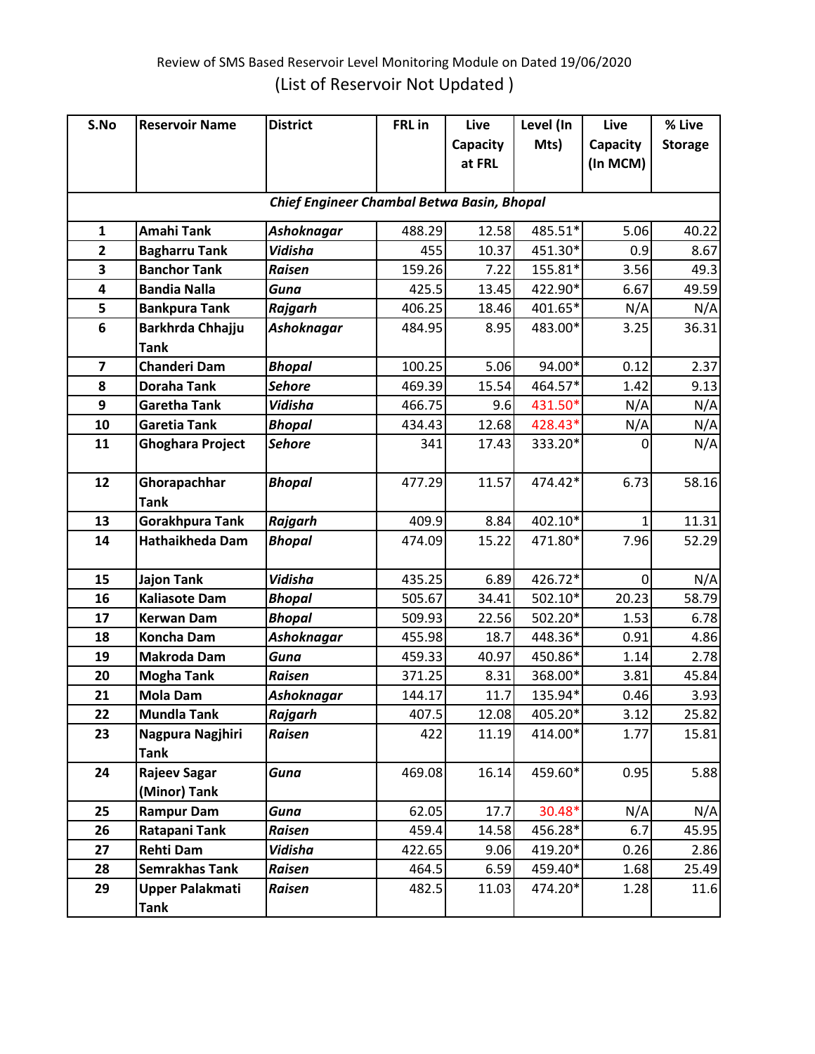Review of SMS Based Reservoir Level Monitoring Module on Dated 19/06/2020

(List of Reservoir Not Updated )

| S.No | Reservoir Name | District | FRL in | Live Capacity at FRL | Level (In Mts) | Live Capacity (In MCM) | % Live Storage |
|---|---|---|---|---|---|---|---|
| ***Chief Engineer Chambal Betwa Basin, Bhopal*** | | | | | | | |
| **1** | **Amahi Tank** | ***Ashoknagar*** | 488.29 | 12.58 | 485.51* | 5.06 | 40.22 |
| **2** | **Bagharru Tank** | ***Vidisha*** | 455 | 10.37 | 451.30* | 0.9 | 8.67 |
| **3** | **Banchor Tank** | ***Raisen*** | 159.26 | 7.22 | 155.81* | 3.56 | 49.3 |
| **4** | **Bandia Nalla** | ***Guna*** | 425.5 | 13.45 | 422.90* | 6.67 | 49.59 |
| **5** | **Bankpura Tank** | ***Rajgarh*** | 406.25 | 18.46 | 401.65* | N/A | N/A |
| **6** | **Barkhrda Chhajju Tank** | ***Ashoknagar*** | 484.95 | 8.95 | 483.00* | 3.25 | 36.31 |
| **7** | **Chanderi Dam** | ***Bhopal*** | 100.25 | 5.06 | 94.00* | 0.12 | 2.37 |
| **8** | **Doraha Tank** | ***Sehore*** | 469.39 | 15.54 | 464.57* | 1.42 | 9.13 |
| **9** | **Garetha Tank** | ***Vidisha*** | 466.75 | 9.6 | 431.50* | N/A | N/A |
| **10** | **Garetia Tank** | ***Bhopal*** | 434.43 | 12.68 | 428.43* | N/A | N/A |
| **11** | **Ghoghara Project** | ***Sehore*** | 341 | 17.43 | 333.20* | 0 | N/A |
| **12** | **Ghorapachhar Tank** | ***Bhopal*** | 477.29 | 11.57 | 474.42* | 6.73 | 58.16 |
| **13** | **Gorakhpura Tank** | ***Rajgarh*** | 409.9 | 8.84 | 402.10* | 1 | 11.31 |
| **14** | **Hathaikheda Dam** | ***Bhopal*** | 474.09 | 15.22 | 471.80* | 7.96 | 52.29 |
| **15** | **Jajon Tank** | ***Vidisha*** | 435.25 | 6.89 | 426.72* | 0 | N/A |
| **16** | **Kaliasote Dam** | ***Bhopal*** | 505.67 | 34.41 | 502.10* | 20.23 | 58.79 |
| **17** | **Kerwan Dam** | ***Bhopal*** | 509.93 | 22.56 | 502.20* | 1.53 | 6.78 |
| **18** | **Koncha Dam** | ***Ashoknagar*** | 455.98 | 18.7 | 448.36* | 0.91 | 4.86 |
| **19** | **Makroda Dam** | ***Guna*** | 459.33 | 40.97 | 450.86* | 1.14 | 2.78 |
| **20** | **Mogha Tank** | ***Raisen*** | 371.25 | 8.31 | 368.00* | 3.81 | 45.84 |
| **21** | **Mola Dam** | ***Ashoknagar*** | 144.17 | 11.7 | 135.94* | 0.46 | 3.93 |
| **22** | **Mundla Tank** | ***Rajgarh*** | 407.5 | 12.08 | 405.20* | 3.12 | 25.82 |
| **23** | **Nagpura Nagjhiri Tank** | ***Raisen*** | 422 | 11.19 | 414.00* | 1.77 | 15.81 |
| **24** | **Rajeev Sagar (Minor) Tank** | ***Guna*** | 469.08 | 16.14 | 459.60* | 0.95 | 5.88 |
| **25** | **Rampur Dam** | ***Guna*** | 62.05 | 17.7 | 30.48* | N/A | N/A |
| **26** | **Ratapani Tank** | ***Raisen*** | 459.4 | 14.58 | 456.28* | 6.7 | 45.95 |
| **27** | **Rehti Dam** | ***Vidisha*** | 422.65 | 9.06 | 419.20* | 0.26 | 2.86 |
| **28** | **Semrakhas Tank** | ***Raisen*** | 464.5 | 6.59 | 459.40* | 1.68 | 25.49 |
| **29** | **Upper Palakmati Tank** | ***Raisen*** | 482.5 | 11.03 | 474.20* | 1.28 | 11.6 |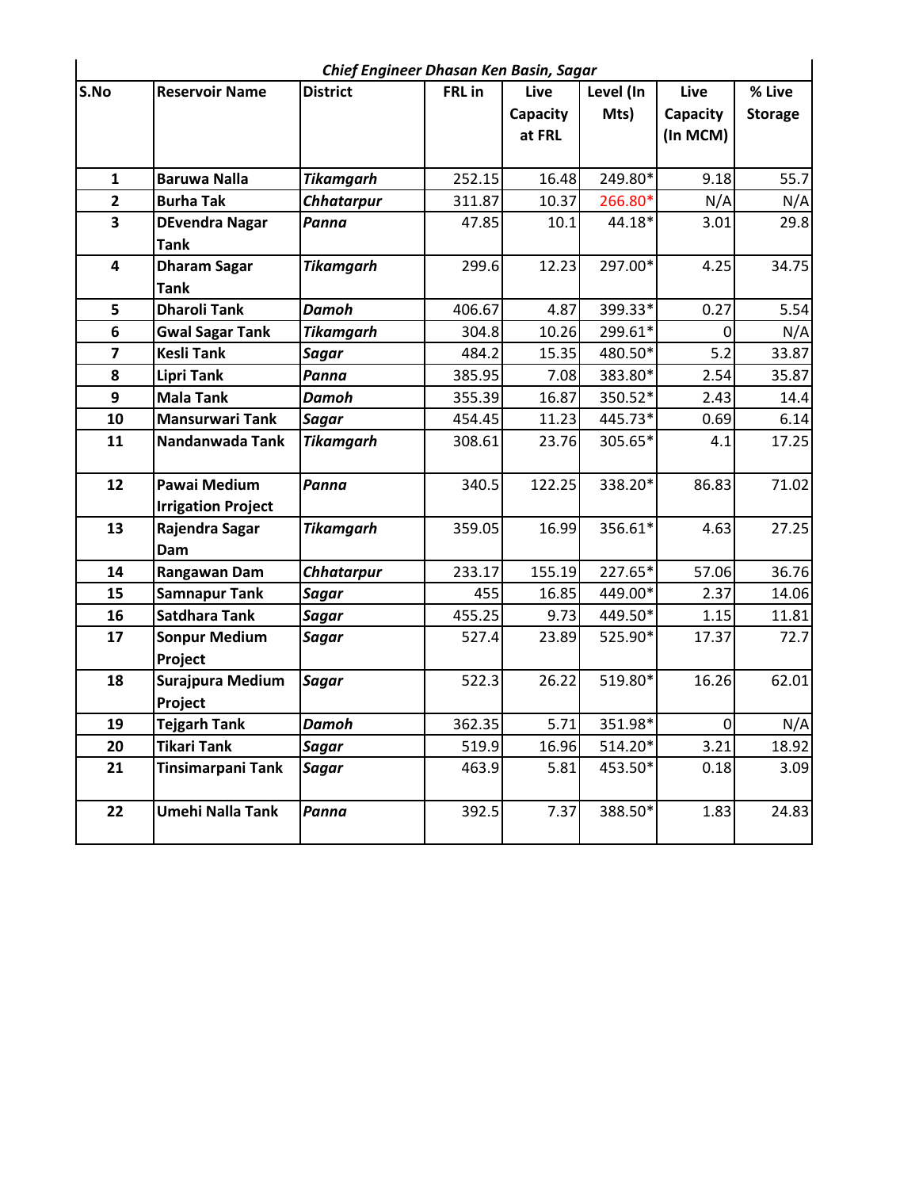| *Chief Engineer Dhasan Ken Basin, Sagar* | | | | | | | |
|---|---|---|---|---|---|---|---|
| **S.No** | **Reservoir Name** | **District** | **FRL in** | **Live Capacity at FRL** | **Level (In Mts)** | **Live Capacity (In MCM)** | **% Live Storage** |
| **1** | **Baruwa Nalla** | ***Tikamgarh*** | 252.15 | 16.48 | 249.80* | 9.18 | 55.7 |
| **2** | **Burha Tak** | ***Chhatarpur*** | 311.87 | 10.37 | 266.80* | N/A | N/A |
| **3** | **DEvendra Nagar Tank** | ***Panna*** | 47.85 | 10.1 | 44.18* | 3.01 | 29.8 |
| **4** | **Dharam Sagar Tank** | ***Tikamgarh*** | 299.6 | 12.23 | 297.00* | 4.25 | 34.75 |
| **5** | **Dharoli Tank** | ***Damoh*** | 406.67 | 4.87 | 399.33* | 0.27 | 5.54 |
| **6** | **Gwal Sagar Tank** | ***Tikamgarh*** | 304.8 | 10.26 | 299.61* | 0 | N/A |
| **7** | **Kesli Tank** | ***Sagar*** | 484.2 | 15.35 | 480.50* | 5.2 | 33.87 |
| **8** | **Lipri Tank** | ***Panna*** | 385.95 | 7.08 | 383.80* | 2.54 | 35.87 |
| **9** | **Mala Tank** | ***Damoh*** | 355.39 | 16.87 | 350.52* | 2.43 | 14.4 |
| **10** | **Mansurwari Tank** | ***Sagar*** | 454.45 | 11.23 | 445.73* | 0.69 | 6.14 |
| **11** | **Nandanwada Tank** | ***Tikamgarh*** | 308.61 | 23.76 | 305.65* | 4.1 | 17.25 |
| **12** | **Pawai Medium Irrigation Project** | ***Panna*** | 340.5 | 122.25 | 338.20* | 86.83 | 71.02 |
| **13** | **Rajendra Sagar Dam** | ***Tikamgarh*** | 359.05 | 16.99 | 356.61* | 4.63 | 27.25 |
| **14** | **Rangawan Dam** | ***Chhatarpur*** | 233.17 | 155.19 | 227.65* | 57.06 | 36.76 |
| **15** | **Samnapur Tank** | ***Sagar*** | 455 | 16.85 | 449.00* | 2.37 | 14.06 |
| **16** | **Satdhara Tank** | ***Sagar*** | 455.25 | 9.73 | 449.50* | 1.15 | 11.81 |
| **17** | **Sonpur Medium Project** | ***Sagar*** | 527.4 | 23.89 | 525.90* | 17.37 | 72.7 |
| **18** | **Surajpura Medium Project** | ***Sagar*** | 522.3 | 26.22 | 519.80* | 16.26 | 62.01 |
| **19** | **Tejgarh Tank** | ***Damoh*** | 362.35 | 5.71 | 351.98* | 0 | N/A |
| **20** | **Tikari Tank** | ***Sagar*** | 519.9 | 16.96 | 514.20* | 3.21 | 18.92 |
| **21** | **Tinsimarpani Tank** | ***Sagar*** | 463.9 | 5.81 | 453.50* | 0.18 | 3.09 |
| **22** | **Umehi Nalla Tank** | ***Panna*** | 392.5 | 7.37 | 388.50* | 1.83 | 24.83 |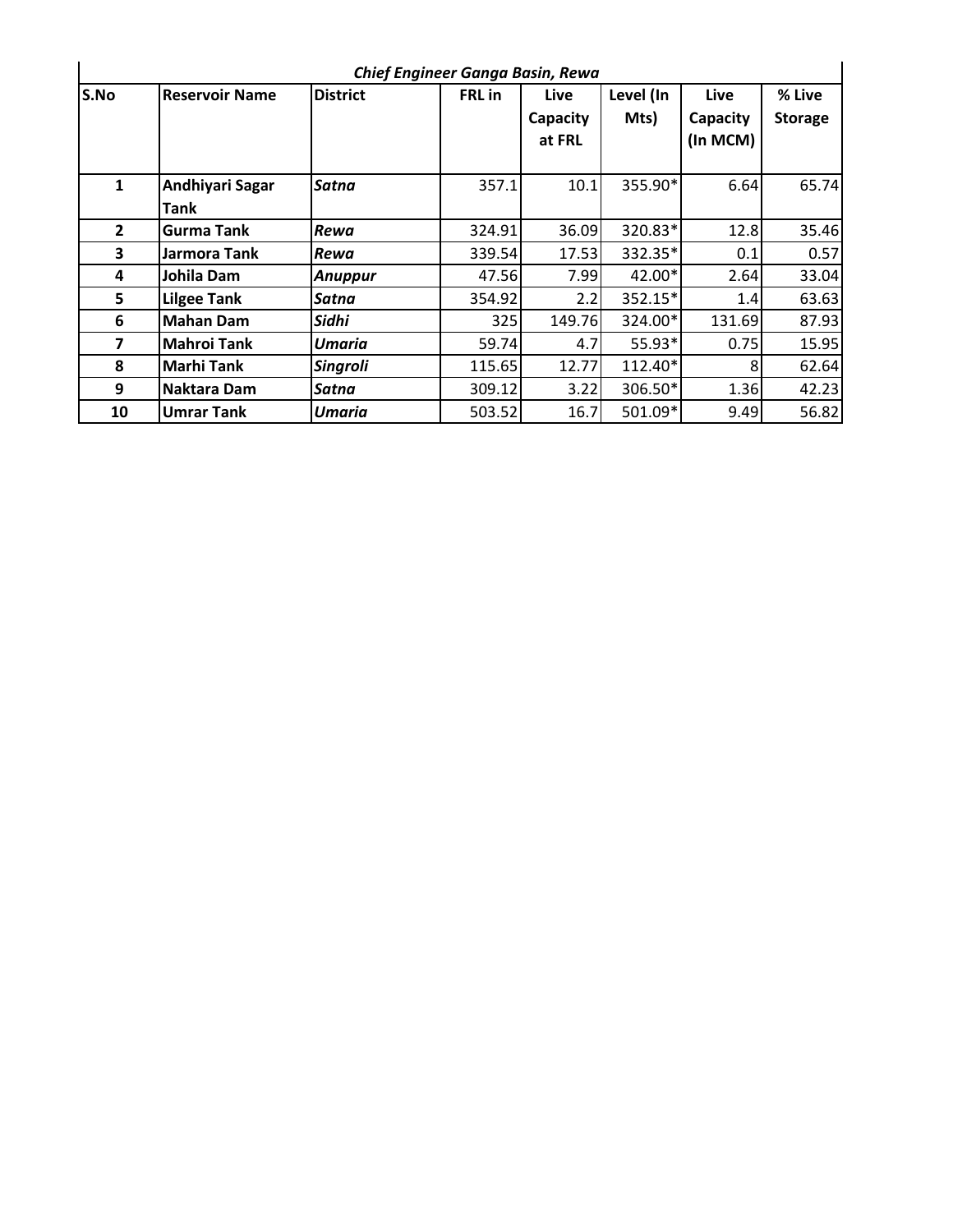| *Chief Engineer Ganga Basin, Rewa* | | | | | | | |
|---|---|---|---|---|---|---|---|
| **S.No** | **Reservoir Name** | **District** | **FRL in** | **Live Capacity at FRL** | **Level (In Mts)** | **Live Capacity (In MCM)** | **% Live Storage** |
| **1** | **Andhiyari Sagar Tank** | ***Satna*** | 357.1 | 10.1 | 355.90* | 6.64 | 65.74 |
| **2** | **Gurma Tank** | ***Rewa*** | 324.91 | 36.09 | 320.83* | 12.8 | 35.46 |
| **3** | **Jarmora Tank** | ***Rewa*** | 339.54 | 17.53 | 332.35* | 0.1 | 0.57 |
| **4** | **Johila Dam** | ***Anuppur*** | 47.56 | 7.99 | 42.00* | 2.64 | 33.04 |
| **5** | **Lilgee Tank** | ***Satna*** | 354.92 | 2.2 | 352.15* | 1.4 | 63.63 |
| **6** | **Mahan Dam** | ***Sidhi*** | 325 | 149.76 | 324.00* | 131.69 | 87.93 |
| **7** | **Mahroi Tank** | ***Umaria*** | 59.74 | 4.7 | 55.93* | 0.75 | 15.95 |
| **8** | **Marhi Tank** | ***Singroli*** | 115.65 | 12.77 | 112.40* | 8 | 62.64 |
| **9** | **Naktara Dam** | ***Satna*** | 309.12 | 3.22 | 306.50* | 1.36 | 42.23 |
| **10** | **Umrar Tank** | ***Umaria*** | 503.52 | 16.7 | 501.09* | 9.49 | 56.82 |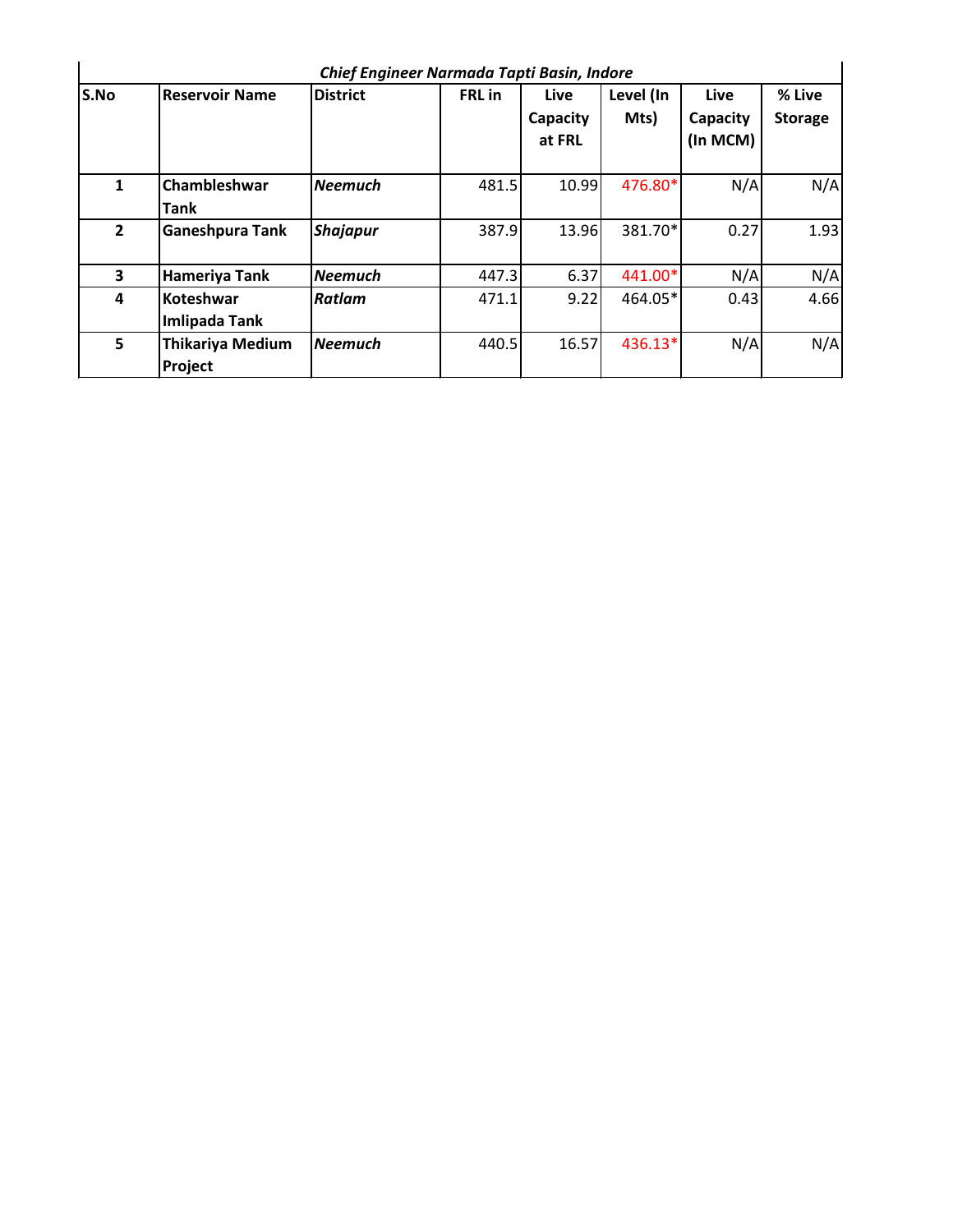| *Chief Engineer Narmada Tapti Basin, Indore* | | | | | | | |
|---|---|---|---|---|---|---|---|
| **S.No** | **Reservoir Name** | **District** | **FRL in** | **Live Capacity at FRL** | **Level (In Mts)** | **Live Capacity (In MCM)** | **% Live Storage** |
| **1** | **Chambleshwar Tank** | ***Neemuch*** | 481.5 | 10.99 | 476.80* | N/A | N/A |
| **2** | **Ganeshpura Tank** | ***Shajapur*** | 387.9 | 13.96 | 381.70* | 0.27 | 1.93 |
| **3** | **Hameriya Tank** | ***Neemuch*** | 447.3 | 6.37 | 441.00* | N/A | N/A |
| **4** | **Koteshwar Imlipada Tank** | ***Ratlam*** | 471.1 | 9.22 | 464.05* | 0.43 | 4.66 |
| **5** | **Thikariya Medium Project** | ***Neemuch*** | 440.5 | 16.57 | 436.13* | N/A | N/A |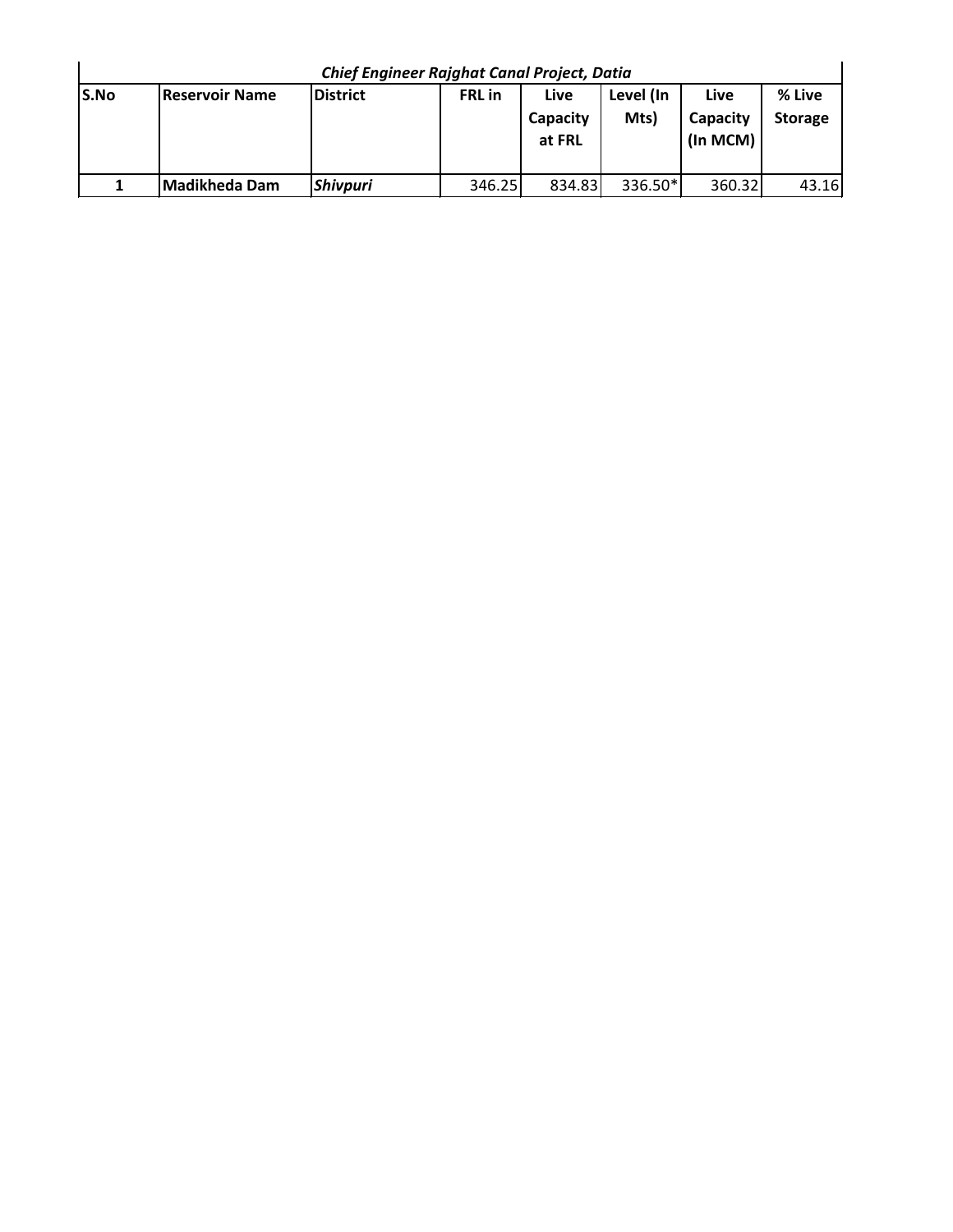| *Chief Engineer Rajghat Canal Project, Datia* | | | | | | | |
|---|---|---|---|---|---|---|---|
| **S.No** | **Reservoir Name** | **District** | **FRL in** | **Live Capacity at FRL** | **Level (In Mts)** | **Live Capacity (In MCM)** | **% Live Storage** |
| **1** | **Madikheda Dam** | ***Shivpuri*** | 346.25 | 834.83 | 336.50* | 360.32 | 43.16 |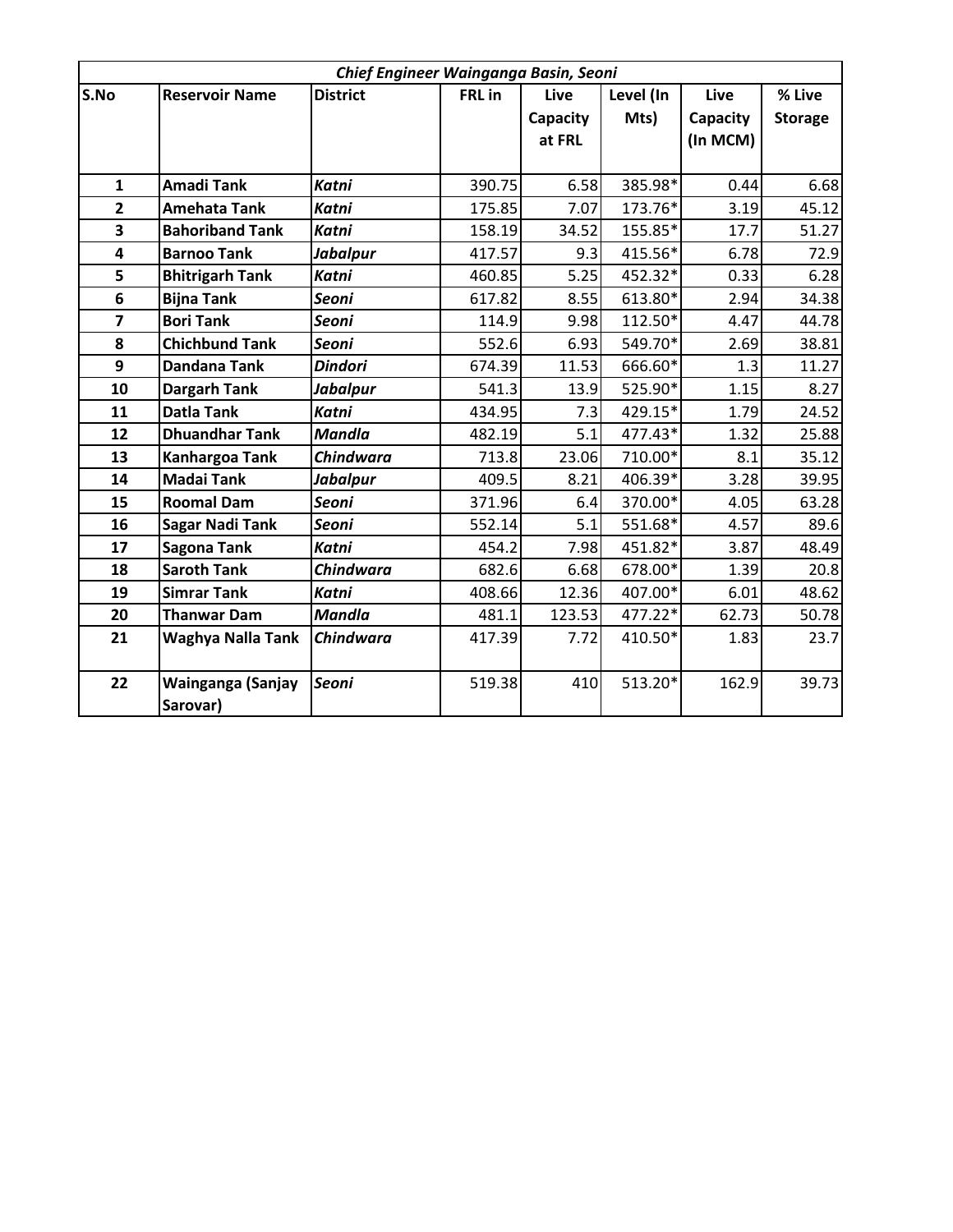| *Chief Engineer Wainganga Basin, Seoni* | | | | | | | |
|---|---|---|---|---|---|---|---|
| **S.No** | **Reservoir Name** | **District** | **FRL in** | **Live Capacity at FRL** | **Level (In Mts)** | **Live Capacity (In MCM)** | **% Live Storage** |
| **1** | **Amadi Tank** | ***Katni*** | 390.75 | 6.58 | 385.98* | 0.44 | 6.68 |
| **2** | **Amehata Tank** | ***Katni*** | 175.85 | 7.07 | 173.76* | 3.19 | 45.12 |
| **3** | **Bahoriband Tank** | ***Katni*** | 158.19 | 34.52 | 155.85* | 17.7 | 51.27 |
| **4** | **Barnoo Tank** | ***Jabalpur*** | 417.57 | 9.3 | 415.56* | 6.78 | 72.9 |
| **5** | **Bhitrigarh Tank** | ***Katni*** | 460.85 | 5.25 | 452.32* | 0.33 | 6.28 |
| **6** | **Bijna Tank** | ***Seoni*** | 617.82 | 8.55 | 613.80* | 2.94 | 34.38 |
| **7** | **Bori Tank** | ***Seoni*** | 114.9 | 9.98 | 112.50* | 4.47 | 44.78 |
| **8** | **Chichbund Tank** | ***Seoni*** | 552.6 | 6.93 | 549.70* | 2.69 | 38.81 |
| **9** | **Dandana Tank** | ***Dindori*** | 674.39 | 11.53 | 666.60* | 1.3 | 11.27 |
| **10** | **Dargarh Tank** | ***Jabalpur*** | 541.3 | 13.9 | 525.90* | 1.15 | 8.27 |
| **11** | **Datla Tank** | ***Katni*** | 434.95 | 7.3 | 429.15* | 1.79 | 24.52 |
| **12** | **Dhuandhar Tank** | ***Mandla*** | 482.19 | 5.1 | 477.43* | 1.32 | 25.88 |
| **13** | **Kanhargoa Tank** | ***Chindwara*** | 713.8 | 23.06 | 710.00* | 8.1 | 35.12 |
| **14** | **Madai Tank** | ***Jabalpur*** | 409.5 | 8.21 | 406.39* | 3.28 | 39.95 |
| **15** | **Roomal Dam** | ***Seoni*** | 371.96 | 6.4 | 370.00* | 4.05 | 63.28 |
| **16** | **Sagar Nadi Tank** | ***Seoni*** | 552.14 | 5.1 | 551.68* | 4.57 | 89.6 |
| **17** | **Sagona Tank** | ***Katni*** | 454.2 | 7.98 | 451.82* | 3.87 | 48.49 |
| **18** | **Saroth Tank** | ***Chindwara*** | 682.6 | 6.68 | 678.00* | 1.39 | 20.8 |
| **19** | **Simrar Tank** | ***Katni*** | 408.66 | 12.36 | 407.00* | 6.01 | 48.62 |
| **20** | **Thanwar Dam** | ***Mandla*** | 481.1 | 123.53 | 477.22* | 62.73 | 50.78 |
| **21** | **Waghya Nalla Tank** | ***Chindwara*** | 417.39 | 7.72 | 410.50* | 1.83 | 23.7 |
| **22** | **Wainganga (Sanjay Sarovar)** | ***Seoni*** | 519.38 | 410 | 513.20* | 162.9 | 39.73 |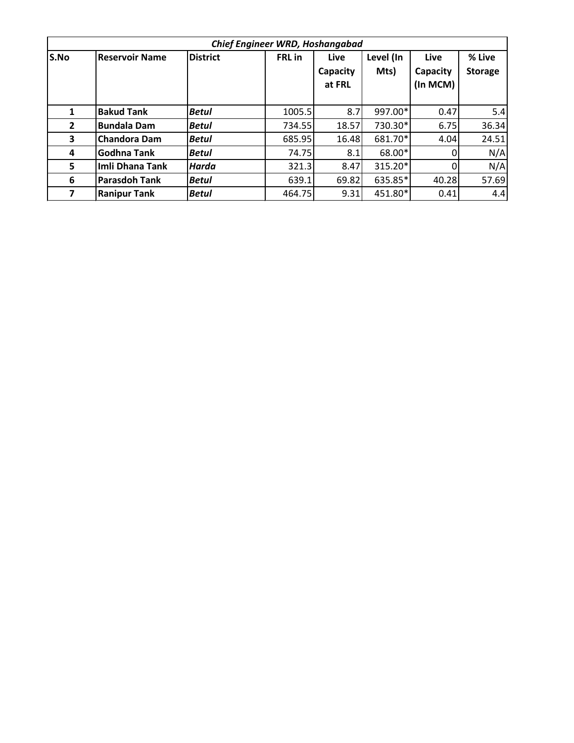| *Chief Engineer WRD, Hoshangabad* | | | | | | | |
|---|---|---|---|---|---|---|---|
| **S.No** | **Reservoir Name** | **District** | **FRL in** | **Live Capacity at FRL** | **Level (In Mts)** | **Live Capacity (In MCM)** | **% Live Storage** |
| **1** | **Bakud Tank** | ***Betul*** | 1005.5 | 8.7 | 997.00* | 0.47 | 5.4 |
| **2** | **Bundala Dam** | ***Betul*** | 734.55 | 18.57 | 730.30* | 6.75 | 36.34 |
| **3** | **Chandora Dam** | ***Betul*** | 685.95 | 16.48 | 681.70* | 4.04 | 24.51 |
| **4** | **Godhna Tank** | ***Betul*** | 74.75 | 8.1 | 68.00* | 0 | N/A |
| **5** | **Imli Dhana Tank** | ***Harda*** | 321.3 | 8.47 | 315.20* | 0 | N/A |
| **6** | **Parasdoh Tank** | ***Betul*** | 639.1 | 69.82 | 635.85* | 40.28 | 57.69 |
| **7** | **Ranipur Tank** | ***Betul*** | 464.75 | 9.31 | 451.80* | 0.41 | 4.4 |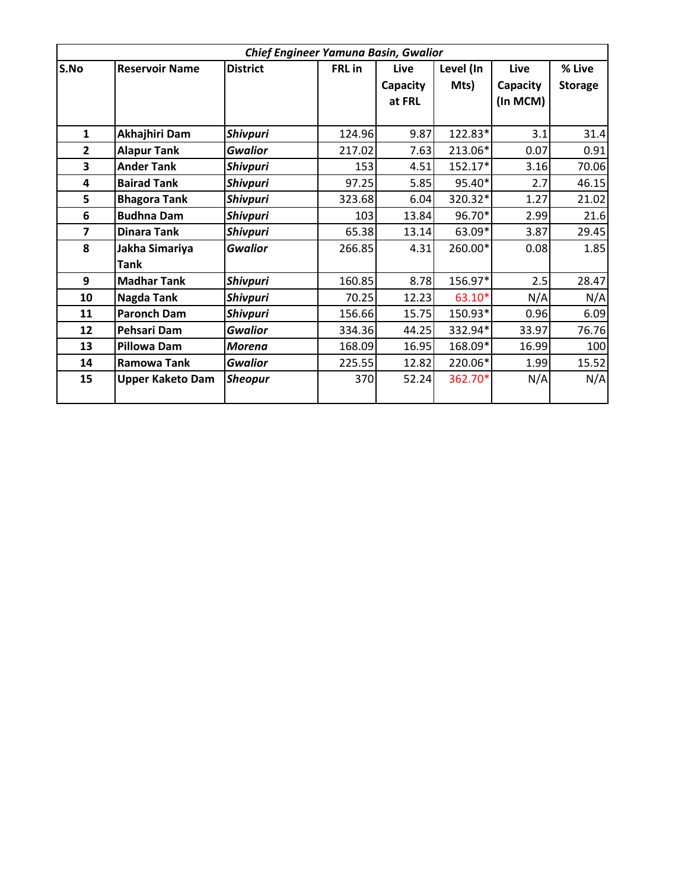| *Chief Engineer Yamuna Basin, Gwalior* | | | | | | | |
|---|---|---|---|---|---|---|---|
| **S.No** | **Reservoir Name** | **District** | **FRL in** | **Live Capacity at FRL** | **Level (In Mts)** | **Live Capacity (In MCM)** | **% Live Storage** |
| **1** | **Akhajhiri Dam** | ***Shivpuri*** | 124.96 | 9.87 | 122.83* | 3.1 | 31.4 |
| **2** | **Alapur Tank** | ***Gwalior*** | 217.02 | 7.63 | 213.06* | 0.07 | 0.91 |
| **3** | **Ander Tank** | ***Shivpuri*** | 153 | 4.51 | 152.17* | 3.16 | 70.06 |
| **4** | **Bairad Tank** | ***Shivpuri*** | 97.25 | 5.85 | 95.40* | 2.7 | 46.15 |
| **5** | **Bhagora Tank** | ***Shivpuri*** | 323.68 | 6.04 | 320.32* | 1.27 | 21.02 |
| **6** | **Budhna Dam** | ***Shivpuri*** | 103 | 13.84 | 96.70* | 2.99 | 21.6 |
| **7** | **Dinara Tank** | ***Shivpuri*** | 65.38 | 13.14 | 63.09* | 3.87 | 29.45 |
| **8** | **Jakha Simariya Tank** | ***Gwalior*** | 266.85 | 4.31 | 260.00* | 0.08 | 1.85 |
| **9** | **Madhar Tank** | ***Shivpuri*** | 160.85 | 8.78 | 156.97* | 2.5 | 28.47 |
| **10** | **Nagda Tank** | ***Shivpuri*** | 70.25 | 12.23 | 63.10* | N/A | N/A |
| **11** | **Paronch Dam** | ***Shivpuri*** | 156.66 | 15.75 | 150.93* | 0.96 | 6.09 |
| **12** | **Pehsari Dam** | ***Gwalior*** | 334.36 | 44.25 | 332.94* | 33.97 | 76.76 |
| **13** | **Pillowa Dam** | ***Morena*** | 168.09 | 16.95 | 168.09* | 16.99 | 100 |
| **14** | **Ramowa Tank** | ***Gwalior*** | 225.55 | 12.82 | 220.06* | 1.99 | 15.52 |
| **15** | **Upper Kaketo Dam** | ***Sheopur*** | 370 | 52.24 | 362.70* | N/A | N/A |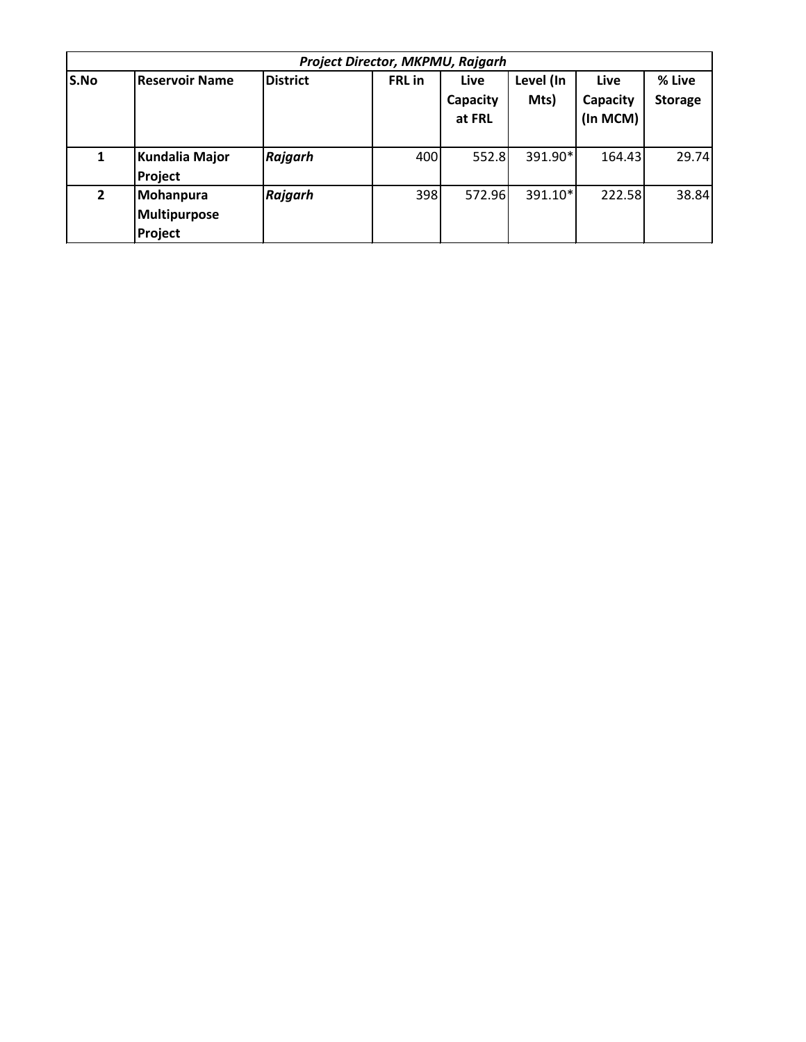| *Project Director, MKPMU, Rajgarh* | | | | | | | |
|---|---|---|---|---|---|---|---|
| **S.No** | **Reservoir Name** | **District** | **FRL in** | **Live Capacity at FRL** | **Level (In Mts)** | **Live Capacity (In MCM)** | **% Live Storage** |
| **1** | **Kundalia Major Project** | ***Rajgarh*** | 400 | 552.8 | 391.90* | 164.43 | 29.74 |
| **2** | **Mohanpura Multipurpose Project** | ***Rajgarh*** | 398 | 572.96 | 391.10* | 222.58 | 38.84 |